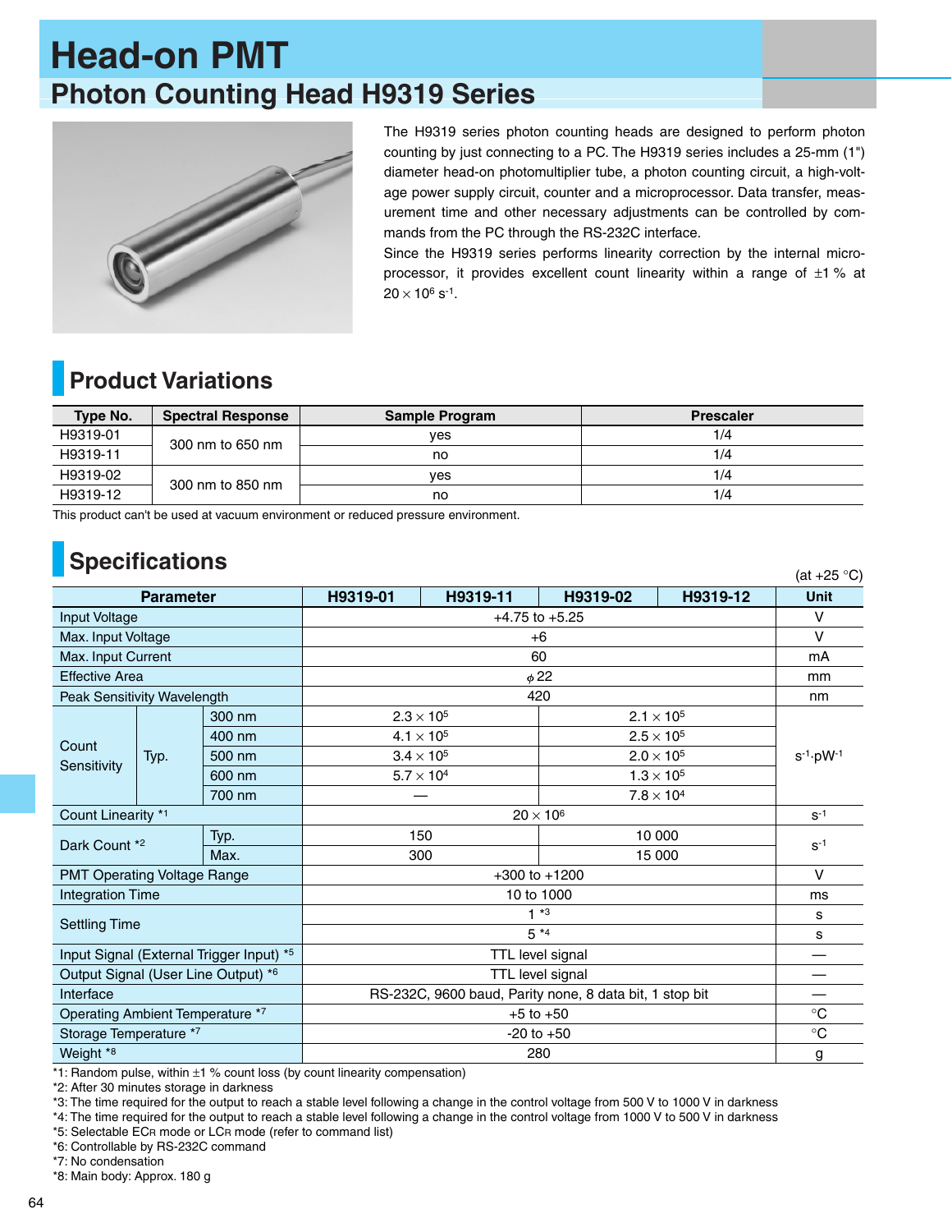# Head-on PMT

## Photon Counting Head H9319 Series

The H9319 series photon counting heads are designed to perform photon counting by just connecting to a PC. The H9319 series includes a 25-mm (1") diameter head-on photomultiplier tube, a photon counting circuit, a high-voltage power supply circuit, counter and a microprocessor. Data transfer, measurement time and other necessary adjustments can be controlled by commands from the PC through the RS-232C interface.

Since the H9319 series performs linearity correction by the internal microprocessor, it provides excellent count linearity within a range of ±1 % at $20 \times 10^6$ $s^{-1}$.

## Product Variations

| Type No. | Spectral Response | Sample Program | Prescaler |
|---|---|---|---|
| H9319-01 | 300 nm to 650 nm | yes | 1/4 |
| H9319-11 | | no | 1/4 |
| H9319-02 | 300 nm to 850 nm | yes | 1/4 |
| H9319-12 | | no | 1/4 |

This product can't be used at vacuum environment or reduced pressure environment.

## Specifications

(at +25 °C)

| Parameter | | | H9319-01 | H9319-11 | H9319-02 | H9319-12 | Unit |
|---|---|---|---|---|---|---|---|
| Input Voltage | | | +4.75 to +5.25 | | | | V |
| Max. Input Voltage | | | +6 | | | | V |
| Max. Input Current | | | 60 | | | | mA |
| Effective Area | | | ϕ 22 | | | | mm |
| Peak Sensitivity Wavelength | | | 420 | | | | nm |
| Count Sensitivity | Typ. | 300 nm | $2.3 \times 10^5$ | | $2.1 \times 10^5$ | | $s^{-1}\cdot pW^{-1}$ |
| | | 400 nm | $4.1 \times 10^5$ | | $2.5 \times 10^5$ | | |
| | | 500 nm | $3.4 \times 10^5$ | | $2.0 \times 10^5$ | | |
| | | 600 nm | $5.7 \times 10^4$ | | $1.3 \times 10^5$ | | |
| | | 700 nm | — | | $7.8 \times 10^4$ | | |
| Count Linearity *1 | | | $20 \times 10^6$ | | | | $s^{-1}$ |
| Dark Count *2 | | Typ. | 150 | | 10 000 | | $s^{-1}$ |
| | | Max. | 300 | | 15 000 | | |
| PMT Operating Voltage Range | | | +300 to +1200 | | | | V |
| Integration Time | | | 10 to 1000 | | | | ms |
| Settling Time | | | 1 *3 | | | | s |
| | | | 5 *4 | | | | s |
| Input Signal (External Trigger Input) *5 | | | TTL level signal | | | | — |
| Output Signal (User Line Output) *6 | | | TTL level signal | | | | — |
| Interface | | | RS-232C, 9600 baud, Parity none, 8 data bit, 1 stop bit | | | | — |
| Operating Ambient Temperature *7 | | | +5 to +50 | | | | °C |
| Storage Temperature *7 | | | -20 to +50 | | | | °C |
| Weight *8 | | | 280 | | | | g |

*1: Random pulse, within ±1 % count loss (by count linearity compensation)
*2: After 30 minutes storage in darkness
*3: The time required for the output to reach a stable level following a change in the control voltage from 500 V to 1000 V in darkness
*4: The time required for the output to reach a stable level following a change in the control voltage from 1000 V to 500 V in darkness
*5: Selectable $EC_R$ mode or $LC_R$ mode (refer to command list)
*6: Controllable by RS-232C command
*7: No condensation
*8: Main body: Approx. 180 g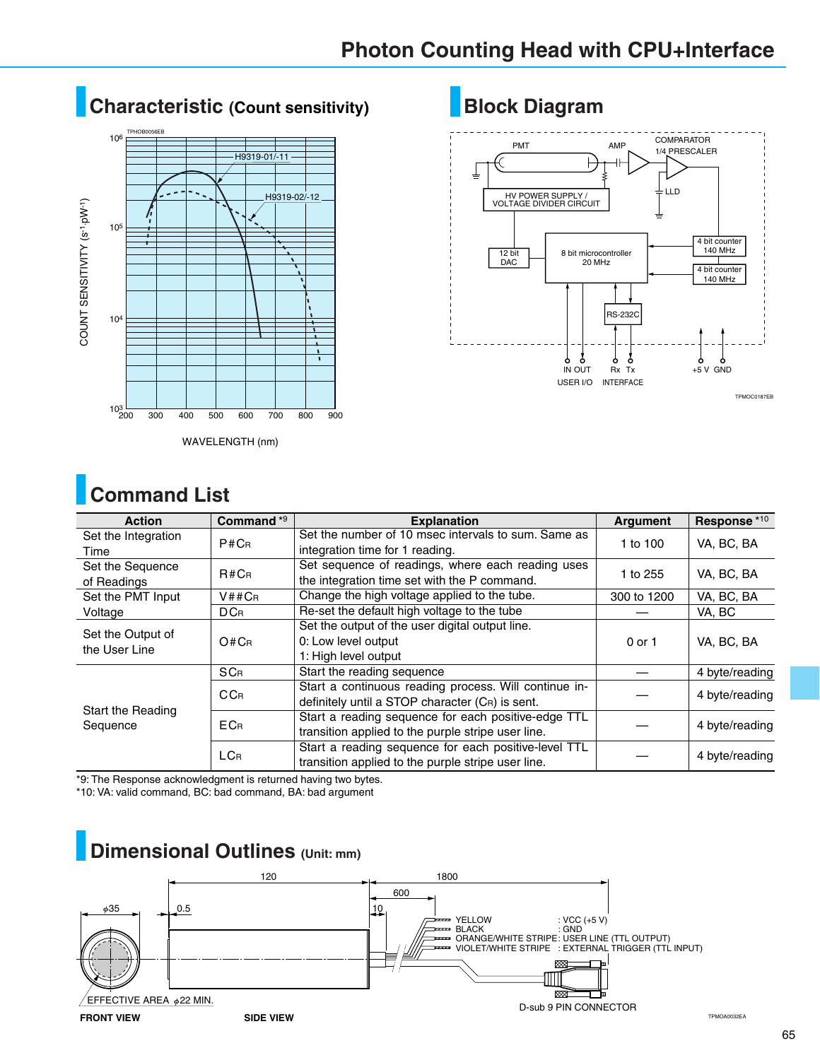# Photon Counting Head with CPU+Interface

## Characteristic (Count sensitivity)

TPHOB0056EB

COUNT SENSITIVITY ($s^{-1} \cdot pW^{-1}$)

$10^6$
$10^5$
$10^4$
$10^3$

H9319-01/-11

H9319-02/-12

200 300 400 500 600 700 800 900

WAVELENGTH (nm)

## Block Diagram

PMT

AMP

COMPARATOR
1/4 PRESCALER

LLD

HV POWER SUPPLY / VOLTAGE DIVIDER CIRCUIT

12 bit DAC

8 bit microcontroller 20 MHz

4 bit counter 140 MHz

4 bit counter 140 MHz

RS-232C

IN OUT
USER I/O

Rx Tx
INTERFACE

+5 V GND

TPMOC0187EB

## Command List

| Action | Command *9 | Explanation | Argument | Response *10 |
|---|---|---|---|---|
| Set the Integration Time | P#CR | Set the number of 10 msec intervals to sum. Same as integration time for 1 reading. | 1 to 100 | VA, BC, BA |
| Set the Sequence of Readings | R#CR | Set sequence of readings, where each reading uses the integration time set with the P command. | 1 to 255 | VA, BC, BA |
| Set the PMT Input Voltage | V##CR | Change the high voltage applied to the tube. | 300 to 1200 | VA, BC, BA |
| | DCR | Re-set the default high voltage to the tube | — | VA, BC |
| Set the Output of the User Line | O#CR | Set the output of the user digital output line.<br>0: Low level output<br>1: High level output | 0 or 1 | VA, BC, BA |
| Start the Reading Sequence | SCR | Start the reading sequence | — | 4 byte/reading |
| | CCR | Start a continuous reading process. Will continue indefinitely until a STOP character (CR) is sent. | — | 4 byte/reading |
| | ECR | Start a reading sequence for each positive-edge TTL transition applied to the purple stripe user line. | — | 4 byte/reading |
| | LCR | Start a reading sequence for each positive-level TTL transition applied to the purple stripe user line. | — | 4 byte/reading |

*9: The Response acknowledgment is returned having two bytes.
*10: VA: valid command, BC: bad command, BA: bad argument

## Dimensional Outlines (Unit: mm)

120
1800
600
ϕ35
0.5
10

YELLOW : VCC (+5 V)
BLACK : GND
ORANGE/WHITE STRIPE : USER LINE (TTL OUTPUT)
VIOLET/WHITE STRIPE : EXTERNAL TRIGGER (TTL INPUT)

EFFECTIVE AREA ϕ22 MIN.

D-sub 9 PIN CONNECTOR

FRONT VIEW

SIDE VIEW

TPMOA0032EA